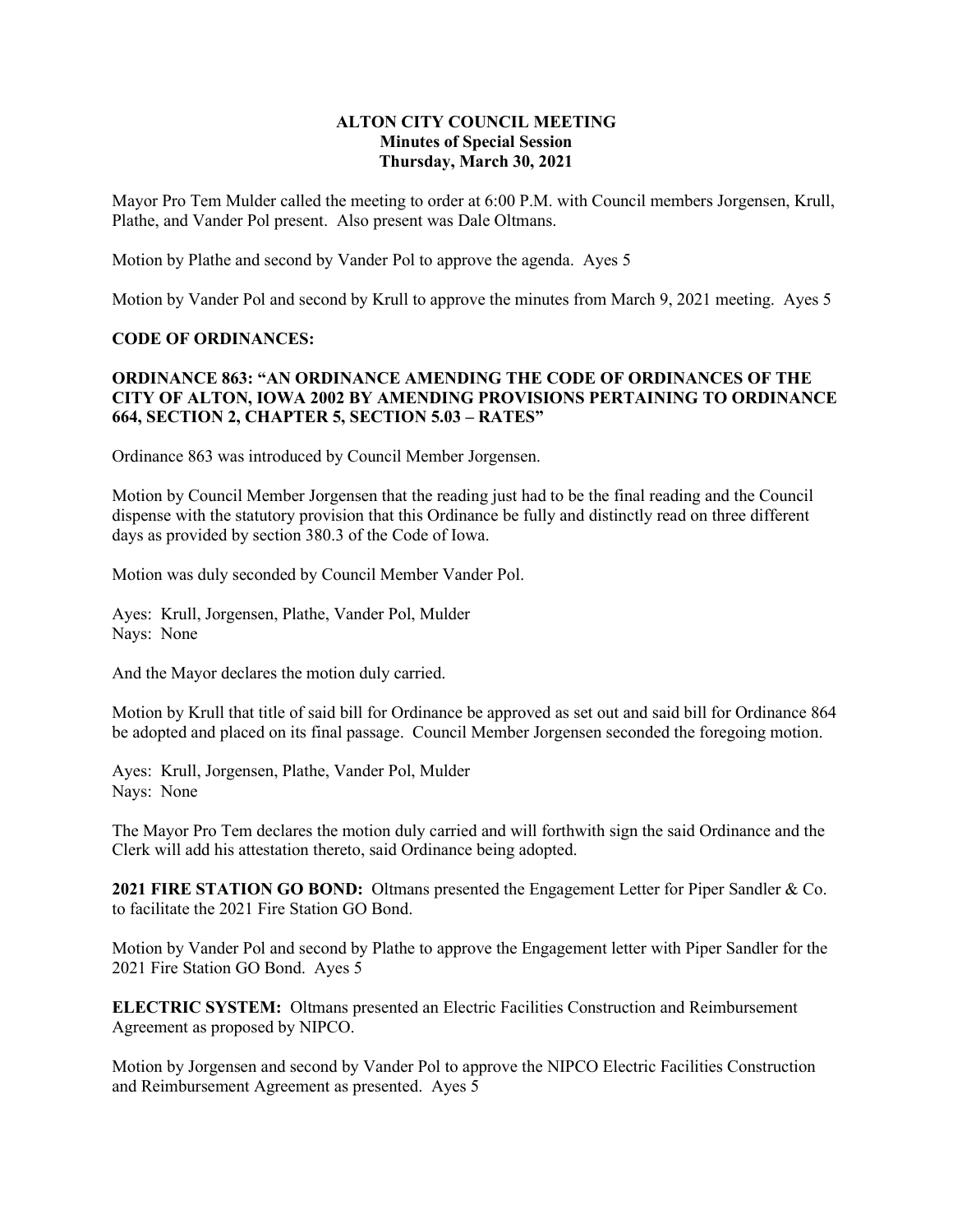**ALTON CITY COUNCIL MEETING**
**Minutes of Special Session**
**Thursday, March 30, 2021**

Mayor Pro Tem Mulder called the meeting to order at 6:00 P.M. with Council members Jorgensen, Krull, Plathe, and Vander Pol present. Also present was Dale Oltmans.

Motion by Plathe and second by Vander Pol to approve the agenda. Ayes 5

Motion by Vander Pol and second by Krull to approve the minutes from March 9, 2021 meeting. Ayes 5

**CODE OF ORDINANCES:**

**ORDINANCE 863: "AN ORDINANCE AMENDING THE CODE OF ORDINANCES OF THE CITY OF ALTON, IOWA 2002 BY AMENDING PROVISIONS PERTAINING TO ORDINANCE 664, SECTION 2, CHAPTER 5, SECTION 5.03 – RATES"**

Ordinance 863 was introduced by Council Member Jorgensen.

Motion by Council Member Jorgensen that the reading just had to be the final reading and the Council dispense with the statutory provision that this Ordinance be fully and distinctly read on three different days as provided by section 380.3 of the Code of Iowa.

Motion was duly seconded by Council Member Vander Pol.

Ayes: Krull, Jorgensen, Plathe, Vander Pol, Mulder
Nays: None

And the Mayor declares the motion duly carried.

Motion by Krull that title of said bill for Ordinance be approved as set out and said bill for Ordinance 864 be adopted and placed on its final passage. Council Member Jorgensen seconded the foregoing motion.

Ayes: Krull, Jorgensen, Plathe, Vander Pol, Mulder
Nays: None

The Mayor Pro Tem declares the motion duly carried and will forthwith sign the said Ordinance and the Clerk will add his attestation thereto, said Ordinance being adopted.

**2021 FIRE STATION GO BOND:** Oltmans presented the Engagement Letter for Piper Sandler & Co. to facilitate the 2021 Fire Station GO Bond.

Motion by Vander Pol and second by Plathe to approve the Engagement letter with Piper Sandler for the 2021 Fire Station GO Bond. Ayes 5

**ELECTRIC SYSTEM:** Oltmans presented an Electric Facilities Construction and Reimbursement Agreement as proposed by NIPCO.

Motion by Jorgensen and second by Vander Pol to approve the NIPCO Electric Facilities Construction and Reimbursement Agreement as presented. Ayes 5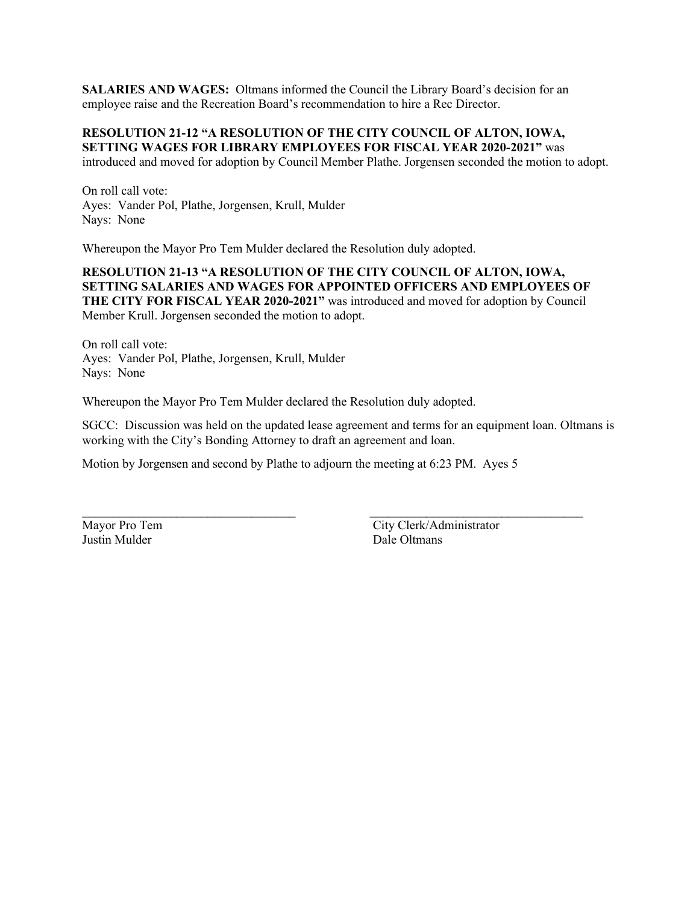**SALARIES AND WAGES:** Oltmans informed the Council the Library Board's decision for an employee raise and the Recreation Board's recommendation to hire a Rec Director.

**RESOLUTION 21-12 "A RESOLUTION OF THE CITY COUNCIL OF ALTON, IOWA, SETTING WAGES FOR LIBRARY EMPLOYEES FOR FISCAL YEAR 2020-2021"** was introduced and moved for adoption by Council Member Plathe. Jorgensen seconded the motion to adopt.

On roll call vote:
Ayes: Vander Pol, Plathe, Jorgensen, Krull, Mulder
Nays: None

Whereupon the Mayor Pro Tem Mulder declared the Resolution duly adopted.

**RESOLUTION 21-13 "A RESOLUTION OF THE CITY COUNCIL OF ALTON, IOWA, SETTING SALARIES AND WAGES FOR APPOINTED OFFICERS AND EMPLOYEES OF THE CITY FOR FISCAL YEAR 2020-2021"** was introduced and moved for adoption by Council Member Krull. Jorgensen seconded the motion to adopt.

On roll call vote:
Ayes: Vander Pol, Plathe, Jorgensen, Krull, Mulder
Nays: None

Whereupon the Mayor Pro Tem Mulder declared the Resolution duly adopted.

SGCC: Discussion was held on the updated lease agreement and terms for an equipment loan. Oltmans is working with the City's Bonding Attorney to draft an agreement and loan.

Motion by Jorgensen and second by Plathe to adjourn the meeting at 6:23 PM. Ayes 5

___________________________________ ___________________________________

Mayor Pro Tem
Justin Mulder

City Clerk/Administrator
Dale Oltmans